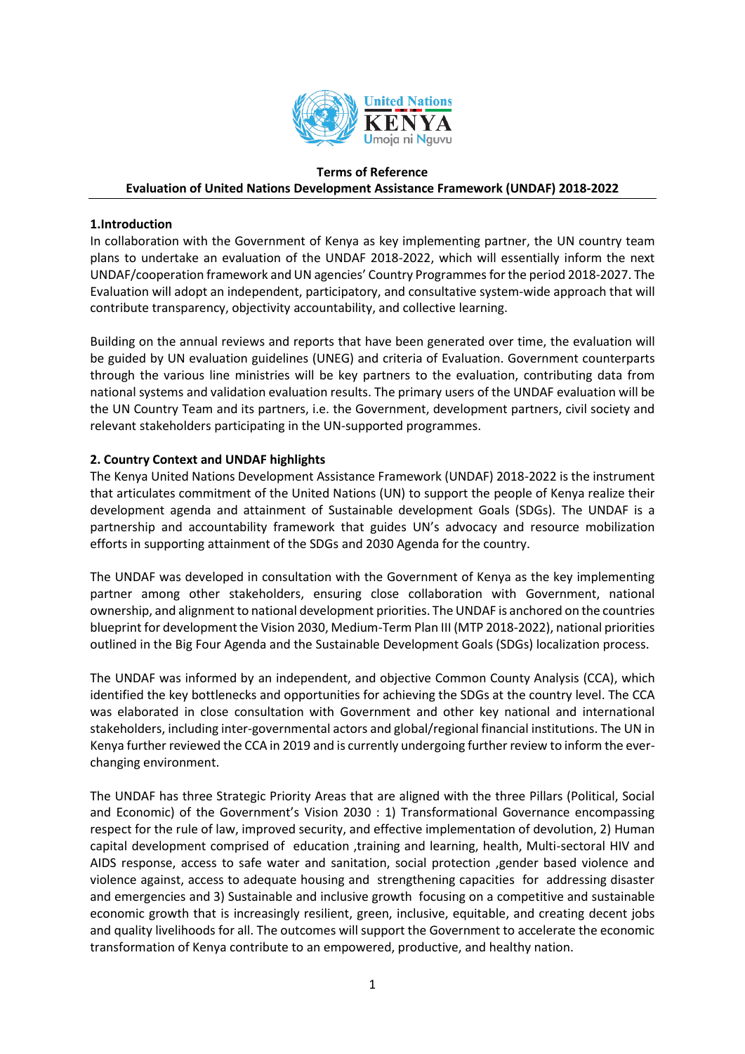United Nations KENYA Umoja ni Nguvu

**Terms of Reference**
**Evaluation of United Nations Development Assistance Framework (UNDAF) 2018-2022**

## 1.Introduction

In collaboration with the Government of Kenya as key implementing partner, the UN country team plans to undertake an evaluation of the UNDAF 2018-2022, which will essentially inform the next UNDAF/cooperation framework and UN agencies' Country Programmes for the period 2018-2027. The Evaluation will adopt an independent, participatory, and consultative system-wide approach that will contribute transparency, objectivity accountability, and collective learning.

Building on the annual reviews and reports that have been generated over time, the evaluation will be guided by UN evaluation guidelines (UNEG) and criteria of Evaluation. Government counterparts through the various line ministries will be key partners to the evaluation, contributing data from national systems and validation evaluation results. The primary users of the UNDAF evaluation will be the UN Country Team and its partners, i.e. the Government, development partners, civil society and relevant stakeholders participating in the UN-supported programmes.

## 2. Country Context and UNDAF highlights

The Kenya United Nations Development Assistance Framework (UNDAF) 2018-2022 is the instrument that articulates commitment of the United Nations (UN) to support the people of Kenya realize their development agenda and attainment of Sustainable development Goals (SDGs). The UNDAF is a partnership and accountability framework that guides UN's advocacy and resource mobilization efforts in supporting attainment of the SDGs and 2030 Agenda for the country.

The UNDAF was developed in consultation with the Government of Kenya as the key implementing partner among other stakeholders, ensuring close collaboration with Government, national ownership, and alignment to national development priorities. The UNDAF is anchored on the countries blueprint for development the Vision 2030, Medium-Term Plan III (MTP 2018-2022), national priorities outlined in the Big Four Agenda and the Sustainable Development Goals (SDGs) localization process.

The UNDAF was informed by an independent, and objective Common County Analysis (CCA), which identified the key bottlenecks and opportunities for achieving the SDGs at the country level. The CCA was elaborated in close consultation with Government and other key national and international stakeholders, including inter-governmental actors and global/regional financial institutions. The UN in Kenya further reviewed the CCA in 2019 and is currently undergoing further review to inform the ever-changing environment.

The UNDAF has three Strategic Priority Areas that are aligned with the three Pillars (Political, Social and Economic) of the Government's Vision 2030 : 1) Transformational Governance encompassing respect for the rule of law, improved security, and effective implementation of devolution, 2) Human capital development comprised of education ,training and learning, health, Multi-sectoral HIV and AIDS response, access to safe water and sanitation, social protection ,gender based violence and violence against, access to adequate housing and strengthening capacities for addressing disaster and emergencies and 3) Sustainable and inclusive growth focusing on a competitive and sustainable economic growth that is increasingly resilient, green, inclusive, equitable, and creating decent jobs and quality livelihoods for all. The outcomes will support the Government to accelerate the economic transformation of Kenya contribute to an empowered, productive, and healthy nation.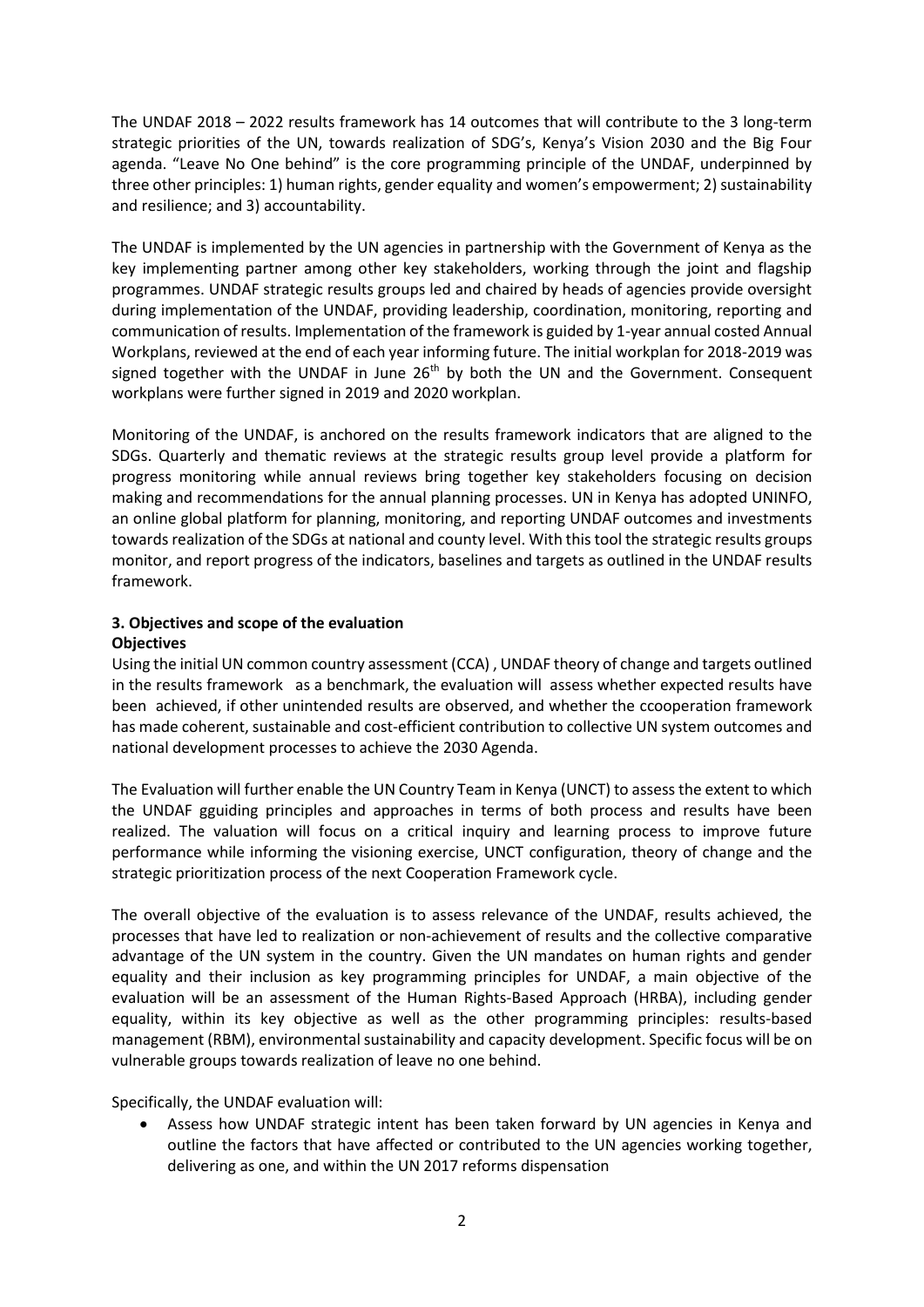The UNDAF 2018 – 2022 results framework has 14 outcomes that will contribute to the 3 long-term strategic priorities of the UN, towards realization of SDG's, Kenya's Vision 2030 and the Big Four agenda. "Leave No One behind" is the core programming principle of the UNDAF, underpinned by three other principles: 1) human rights, gender equality and women's empowerment; 2) sustainability and resilience; and 3) accountability.

The UNDAF is implemented by the UN agencies in partnership with the Government of Kenya as the key implementing partner among other key stakeholders, working through the joint and flagship programmes. UNDAF strategic results groups led and chaired by heads of agencies provide oversight during implementation of the UNDAF, providing leadership, coordination, monitoring, reporting and communication of results. Implementation of the framework is guided by 1-year annual costed Annual Workplans, reviewed at the end of each year informing future. The initial workplan for 2018-2019 was signed together with the UNDAF in June 26th by both the UN and the Government. Consequent workplans were further signed in 2019 and 2020 workplan.

Monitoring of the UNDAF, is anchored on the results framework indicators that are aligned to the SDGs. Quarterly and thematic reviews at the strategic results group level provide a platform for progress monitoring while annual reviews bring together key stakeholders focusing on decision making and recommendations for the annual planning processes. UN in Kenya has adopted UNINFO, an online global platform for planning, monitoring, and reporting UNDAF outcomes and investments towards realization of the SDGs at national and county level. With this tool the strategic results groups monitor, and report progress of the indicators, baselines and targets as outlined in the UNDAF results framework.

### 3. Objectives and scope of the evaluation

**Objectives**

Using the initial UN common country assessment (CCA) , UNDAF theory of change and targets outlined in the results framework as a benchmark, the evaluation will assess whether expected results have been achieved, if other unintended results are observed, and whether the ccooperation framework has made coherent, sustainable and cost-efficient contribution to collective UN system outcomes and national development processes to achieve the 2030 Agenda.

The Evaluation will further enable the UN Country Team in Kenya (UNCT) to assess the extent to which the UNDAF gguiding principles and approaches in terms of both process and results have been realized. The valuation will focus on a critical inquiry and learning process to improve future performance while informing the visioning exercise, UNCT configuration, theory of change and the strategic prioritization process of the next Cooperation Framework cycle.

The overall objective of the evaluation is to assess relevance of the UNDAF, results achieved, the processes that have led to realization or non-achievement of results and the collective comparative advantage of the UN system in the country. Given the UN mandates on human rights and gender equality and their inclusion as key programming principles for UNDAF, a main objective of the evaluation will be an assessment of the Human Rights-Based Approach (HRBA), including gender equality, within its key objective as well as the other programming principles: results-based management (RBM), environmental sustainability and capacity development. Specific focus will be on vulnerable groups towards realization of leave no one behind.

Specifically, the UNDAF evaluation will:

- Assess how UNDAF strategic intent has been taken forward by UN agencies in Kenya and outline the factors that have affected or contributed to the UN agencies working together, delivering as one, and within the UN 2017 reforms dispensation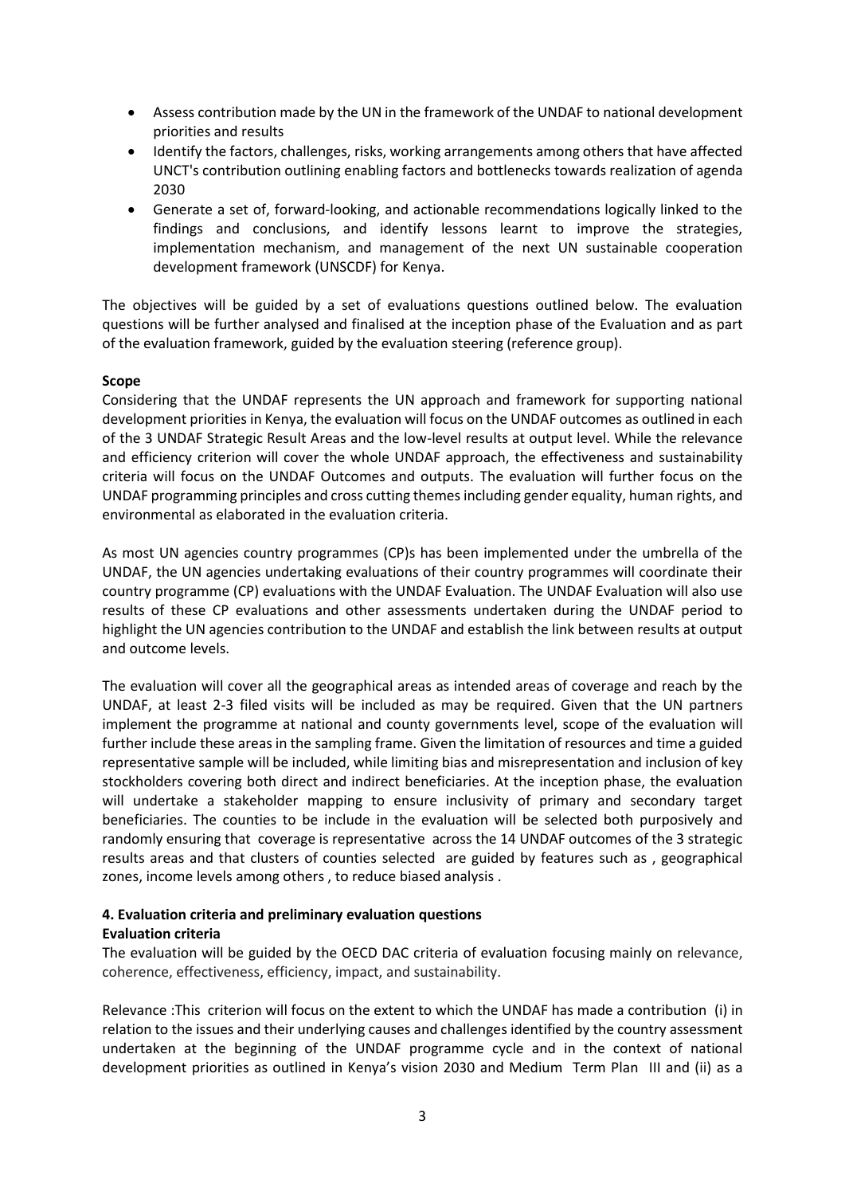- Assess contribution made by the UN in the framework of the UNDAF to national development priorities and results
- Identify the factors, challenges, risks, working arrangements among others that have affected UNCT's contribution outlining enabling factors and bottlenecks towards realization of agenda 2030
- Generate a set of, forward-looking, and actionable recommendations logically linked to the findings and conclusions, and identify lessons learnt to improve the strategies, implementation mechanism, and management of the next UN sustainable cooperation development framework (UNSCDF) for Kenya.

The objectives will be guided by a set of evaluations questions outlined below. The evaluation questions will be further analysed and finalised at the inception phase of the Evaluation and as part of the evaluation framework, guided by the evaluation steering (reference group).

**Scope**

Considering that the UNDAF represents the UN approach and framework for supporting national development priorities in Kenya, the evaluation will focus on the UNDAF outcomes as outlined in each of the 3 UNDAF Strategic Result Areas and the low-level results at output level. While the relevance and efficiency criterion will cover the whole UNDAF approach, the effectiveness and sustainability criteria will focus on the UNDAF Outcomes and outputs. The evaluation will further focus on the UNDAF programming principles and cross cutting themes including gender equality, human rights, and environmental as elaborated in the evaluation criteria.

As most UN agencies country programmes (CP)s has been implemented under the umbrella of the UNDAF, the UN agencies undertaking evaluations of their country programmes will coordinate their country programme (CP) evaluations with the UNDAF Evaluation. The UNDAF Evaluation will also use results of these CP evaluations and other assessments undertaken during the UNDAF period to highlight the UN agencies contribution to the UNDAF and establish the link between results at output and outcome levels.

The evaluation will cover all the geographical areas as intended areas of coverage and reach by the UNDAF, at least 2-3 filed visits will be included as may be required. Given that the UN partners implement the programme at national and county governments level, scope of the evaluation will further include these areas in the sampling frame. Given the limitation of resources and time a guided representative sample will be included, while limiting bias and misrepresentation and inclusion of key stockholders covering both direct and indirect beneficiaries. At the inception phase, the evaluation will undertake a stakeholder mapping to ensure inclusivity of primary and secondary target beneficiaries. The counties to be include in the evaluation will be selected both purposively and randomly ensuring that coverage is representative across the 14 UNDAF outcomes of the 3 strategic results areas and that clusters of counties selected are guided by features such as , geographical zones, income levels among others , to reduce biased analysis .

**4. Evaluation criteria and preliminary evaluation questions**

**Evaluation criteria**

The evaluation will be guided by the OECD DAC criteria of evaluation focusing mainly on relevance, coherence, effectiveness, efficiency, impact, and sustainability.

Relevance :This criterion will focus on the extent to which the UNDAF has made a contribution (i) in relation to the issues and their underlying causes and challenges identified by the country assessment undertaken at the beginning of the UNDAF programme cycle and in the context of national development priorities as outlined in Kenya's vision 2030 and Medium Term Plan III and (ii) as a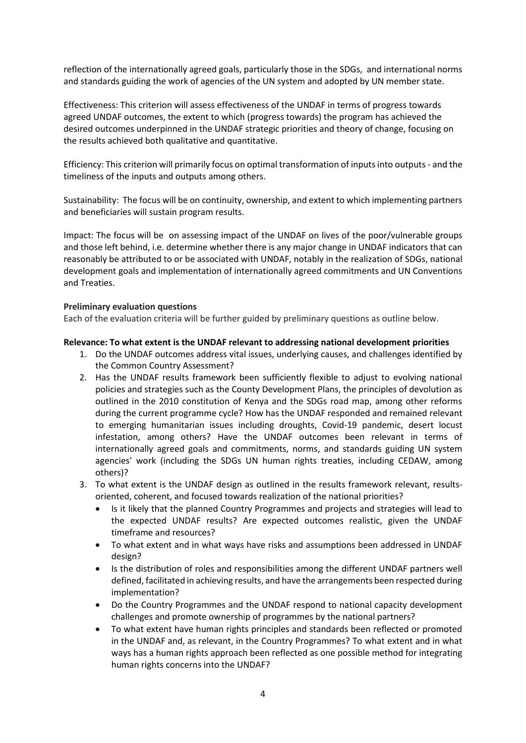reflection of the internationally agreed goals, particularly those in the SDGs, and international norms and standards guiding the work of agencies of the UN system and adopted by UN member state.

Effectiveness: This criterion will assess effectiveness of the UNDAF in terms of progress towards agreed UNDAF outcomes, the extent to which (progress towards) the program has achieved the desired outcomes underpinned in the UNDAF strategic priorities and theory of change, focusing on the results achieved both qualitative and quantitative.

Efficiency: This criterion will primarily focus on optimal transformation of inputs into outputs - and the timeliness of the inputs and outputs among others.

Sustainability: The focus will be on continuity, ownership, and extent to which implementing partners and beneficiaries will sustain program results.

Impact: The focus will be on assessing impact of the UNDAF on lives of the poor/vulnerable groups and those left behind, i.e. determine whether there is any major change in UNDAF indicators that can reasonably be attributed to or be associated with UNDAF, notably in the realization of SDGs, national development goals and implementation of internationally agreed commitments and UN Conventions and Treaties.

**Preliminary evaluation questions**

Each of the evaluation criteria will be further guided by preliminary questions as outline below.

**Relevance: To what extent is the UNDAF relevant to addressing national development priorities**

1. Do the UNDAF outcomes address vital issues, underlying causes, and challenges identified by the Common Country Assessment?
2. Has the UNDAF results framework been sufficiently flexible to adjust to evolving national policies and strategies such as the County Development Plans, the principles of devolution as outlined in the 2010 constitution of Kenya and the SDGs road map, among other reforms during the current programme cycle? How has the UNDAF responded and remained relevant to emerging humanitarian issues including droughts, Covid-19 pandemic, desert locust infestation, among others? Have the UNDAF outcomes been relevant in terms of internationally agreed goals and commitments, norms, and standards guiding UN system agencies' work (including the SDGs UN human rights treaties, including CEDAW, among others)?
3. To what extent is the UNDAF design as outlined in the results framework relevant, results-oriented, coherent, and focused towards realization of the national priorities?
   - Is it likely that the planned Country Programmes and projects and strategies will lead to the expected UNDAF results? Are expected outcomes realistic, given the UNDAF timeframe and resources?
   - To what extent and in what ways have risks and assumptions been addressed in UNDAF design?
   - Is the distribution of roles and responsibilities among the different UNDAF partners well defined, facilitated in achieving results, and have the arrangements been respected during implementation?
   - Do the Country Programmes and the UNDAF respond to national capacity development challenges and promote ownership of programmes by the national partners?
   - To what extent have human rights principles and standards been reflected or promoted in the UNDAF and, as relevant, in the Country Programmes? To what extent and in what ways has a human rights approach been reflected as one possible method for integrating human rights concerns into the UNDAF?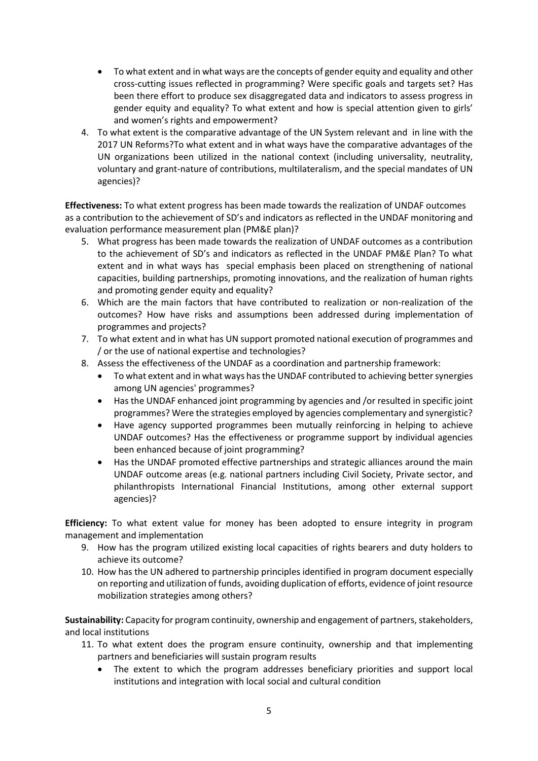- To what extent and in what ways are the concepts of gender equity and equality and other cross-cutting issues reflected in programming? Were specific goals and targets set? Has been there effort to produce sex disaggregated data and indicators to assess progress in gender equity and equality? To what extent and how is special attention given to girls' and women's rights and empowerment?

4. To what extent is the comparative advantage of the UN System relevant and in line with the 2017 UN Reforms?To what extent and in what ways have the comparative advantages of the UN organizations been utilized in the national context (including universality, neutrality, voluntary and grant-nature of contributions, multilateralism, and the special mandates of UN agencies)?

**Effectiveness:** To what extent progress has been made towards the realization of UNDAF outcomes as a contribution to the achievement of SD's and indicators as reflected in the UNDAF monitoring and evaluation performance measurement plan (PM&E plan)?

5. What progress has been made towards the realization of UNDAF outcomes as a contribution to the achievement of SD's and indicators as reflected in the UNDAF PM&E Plan? To what extent and in what ways has special emphasis been placed on strengthening of national capacities, building partnerships, promoting innovations, and the realization of human rights and promoting gender equity and equality?
6. Which are the main factors that have contributed to realization or non-realization of the outcomes? How have risks and assumptions been addressed during implementation of programmes and projects?
7. To what extent and in what has UN support promoted national execution of programmes and / or the use of national expertise and technologies?
8. Assess the effectiveness of the UNDAF as a coordination and partnership framework:
   - To what extent and in what ways has the UNDAF contributed to achieving better synergies among UN agencies' programmes?
   - Has the UNDAF enhanced joint programming by agencies and /or resulted in specific joint programmes? Were the strategies employed by agencies complementary and synergistic?
   - Have agency supported programmes been mutually reinforcing in helping to achieve UNDAF outcomes? Has the effectiveness or programme support by individual agencies been enhanced because of joint programming?
   - Has the UNDAF promoted effective partnerships and strategic alliances around the main UNDAF outcome areas (e.g. national partners including Civil Society, Private sector, and philanthropists International Financial Institutions, among other external support agencies)?

**Efficiency:** To what extent value for money has been adopted to ensure integrity in program management and implementation

9. How has the program utilized existing local capacities of rights bearers and duty holders to achieve its outcome?
10. How has the UN adhered to partnership principles identified in program document especially on reporting and utilization of funds, avoiding duplication of efforts, evidence of joint resource mobilization strategies among others?

**Sustainability:** Capacity for program continuity, ownership and engagement of partners, stakeholders, and local institutions

11. To what extent does the program ensure continuity, ownership and that implementing partners and beneficiaries will sustain program results
    - The extent to which the program addresses beneficiary priorities and support local institutions and integration with local social and cultural condition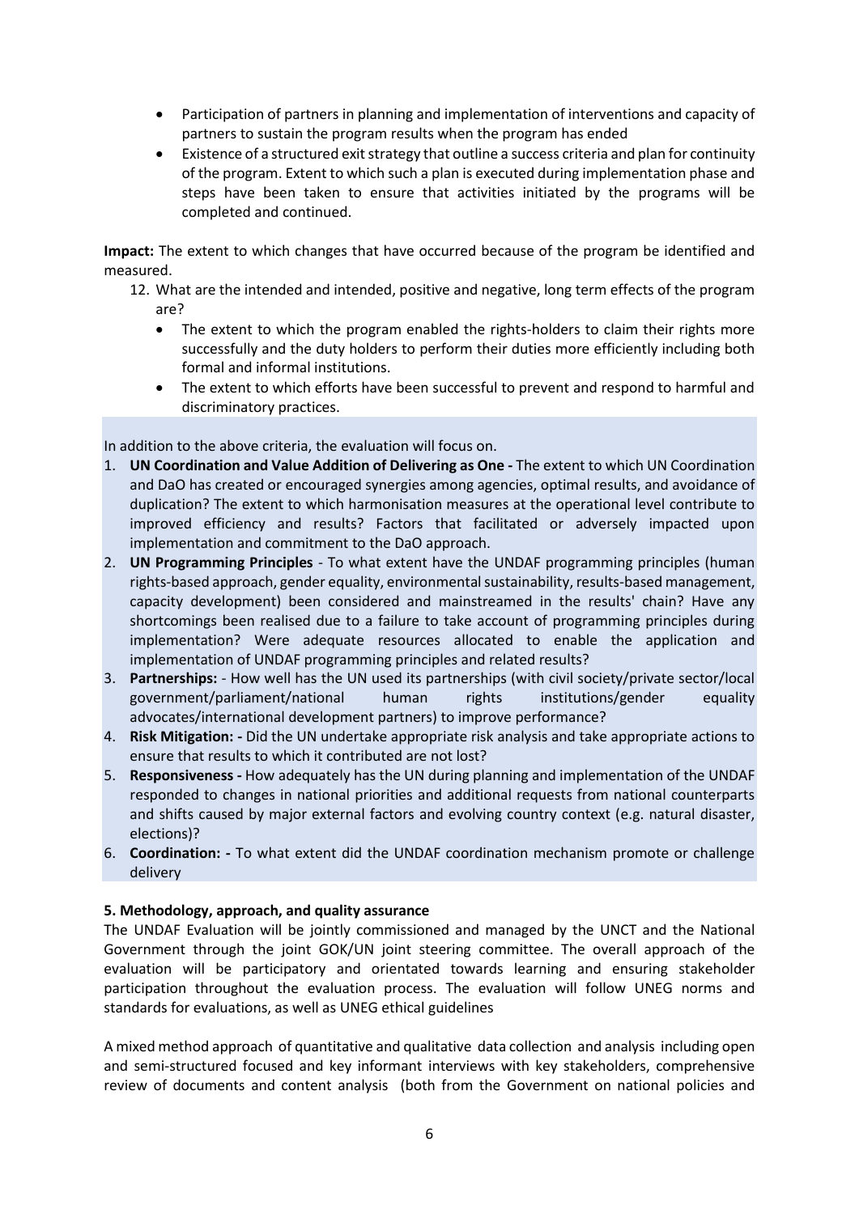- Participation of partners in planning and implementation of interventions and capacity of partners to sustain the program results when the program has ended
- Existence of a structured exit strategy that outline a success criteria and plan for continuity of the program. Extent to which such a plan is executed during implementation phase and steps have been taken to ensure that activities initiated by the programs will be completed and continued.

**Impact:** The extent to which changes that have occurred because of the program be identified and measured.

12. What are the intended and intended, positive and negative, long term effects of the program are?
    - The extent to which the program enabled the rights-holders to claim their rights more successfully and the duty holders to perform their duties more efficiently including both formal and informal institutions.
    - The extent to which efforts have been successful to prevent and respond to harmful and discriminatory practices.

In addition to the above criteria, the evaluation will focus on.

1. **UN Coordination and Value Addition of Delivering as One -** The extent to which UN Coordination and DaO has created or encouraged synergies among agencies, optimal results, and avoidance of duplication? The extent to which harmonisation measures at the operational level contribute to improved efficiency and results? Factors that facilitated or adversely impacted upon implementation and commitment to the DaO approach.
2. **UN Programming Principles** - To what extent have the UNDAF programming principles (human rights-based approach, gender equality, environmental sustainability, results-based management, capacity development) been considered and mainstreamed in the results' chain? Have any shortcomings been realised due to a failure to take account of programming principles during implementation? Were adequate resources allocated to enable the application and implementation of UNDAF programming principles and related results?
3. **Partnerships:** - How well has the UN used its partnerships (with civil society/private sector/local government/parliament/national human rights institutions/gender equality advocates/international development partners) to improve performance?
4. **Risk Mitigation: -** Did the UN undertake appropriate risk analysis and take appropriate actions to ensure that results to which it contributed are not lost?
5. **Responsiveness -** How adequately has the UN during planning and implementation of the UNDAF responded to changes in national priorities and additional requests from national counterparts and shifts caused by major external factors and evolving country context (e.g. natural disaster, elections)?
6. **Coordination: -** To what extent did the UNDAF coordination mechanism promote or challenge delivery

**5. Methodology, approach, and quality assurance**

The UNDAF Evaluation will be jointly commissioned and managed by the UNCT and the National Government through the joint GOK/UN joint steering committee. The overall approach of the evaluation will be participatory and orientated towards learning and ensuring stakeholder participation throughout the evaluation process. The evaluation will follow UNEG norms and standards for evaluations, as well as UNEG ethical guidelines

A mixed method approach of quantitative and qualitative data collection and analysis including open and semi-structured focused and key informant interviews with key stakeholders, comprehensive review of documents and content analysis (both from the Government on national policies and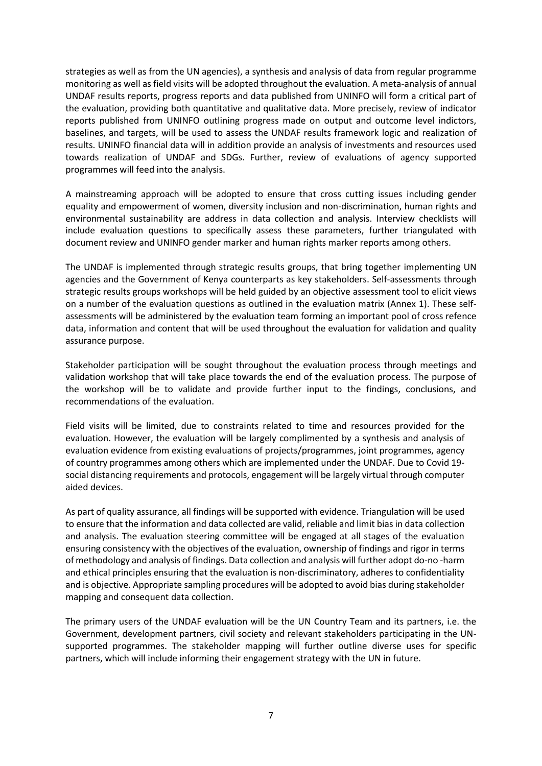strategies as well as from the UN agencies), a synthesis and analysis of data from regular programme monitoring as well as field visits will be adopted throughout the evaluation. A meta-analysis of annual UNDAF results reports, progress reports and data published from UNINFO will form a critical part of the evaluation, providing both quantitative and qualitative data. More precisely, review of indicator reports published from UNINFO outlining progress made on output and outcome level indictors, baselines, and targets, will be used to assess the UNDAF results framework logic and realization of results. UNINFO financial data will in addition provide an analysis of investments and resources used towards realization of UNDAF and SDGs. Further, review of evaluations of agency supported programmes will feed into the analysis.

A mainstreaming approach will be adopted to ensure that cross cutting issues including gender equality and empowerment of women, diversity inclusion and non-discrimination, human rights and environmental sustainability are address in data collection and analysis. Interview checklists will include evaluation questions to specifically assess these parameters, further triangulated with document review and UNINFO gender marker and human rights marker reports among others.

The UNDAF is implemented through strategic results groups, that bring together implementing UN agencies and the Government of Kenya counterparts as key stakeholders. Self-assessments through strategic results groups workshops will be held guided by an objective assessment tool to elicit views on a number of the evaluation questions as outlined in the evaluation matrix (Annex 1). These self-assessments will be administered by the evaluation team forming an important pool of cross refence data, information and content that will be used throughout the evaluation for validation and quality assurance purpose.

Stakeholder participation will be sought throughout the evaluation process through meetings and validation workshop that will take place towards the end of the evaluation process. The purpose of the workshop will be to validate and provide further input to the findings, conclusions, and recommendations of the evaluation.

Field visits will be limited, due to constraints related to time and resources provided for the evaluation. However, the evaluation will be largely complimented by a synthesis and analysis of evaluation evidence from existing evaluations of projects/programmes, joint programmes, agency of country programmes among others which are implemented under the UNDAF. Due to Covid 19-social distancing requirements and protocols, engagement will be largely virtual through computer aided devices.

As part of quality assurance, all findings will be supported with evidence. Triangulation will be used to ensure that the information and data collected are valid, reliable and limit bias in data collection and analysis. The evaluation steering committee will be engaged at all stages of the evaluation ensuring consistency with the objectives of the evaluation, ownership of findings and rigor in terms of methodology and analysis of findings. Data collection and analysis will further adopt do-no -harm and ethical principles ensuring that the evaluation is non-discriminatory, adheres to confidentiality and is objective. Appropriate sampling procedures will be adopted to avoid bias during stakeholder mapping and consequent data collection.

The primary users of the UNDAF evaluation will be the UN Country Team and its partners, i.e. the Government, development partners, civil society and relevant stakeholders participating in the UN-supported programmes. The stakeholder mapping will further outline diverse uses for specific partners, which will include informing their engagement strategy with the UN in future.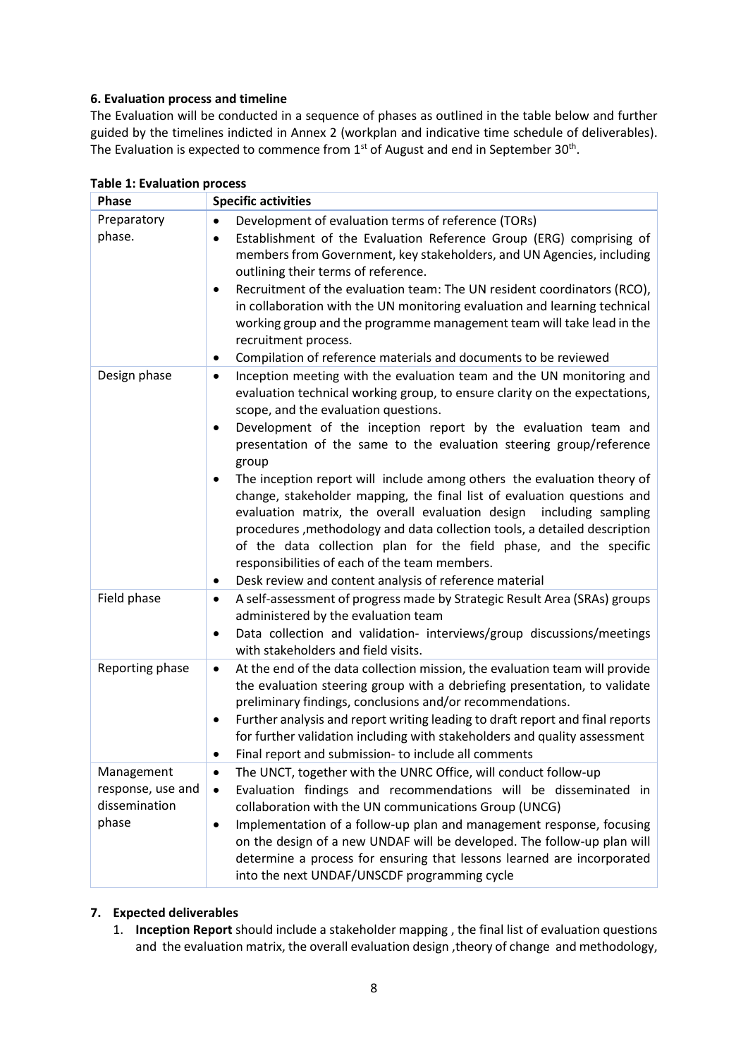### 6. Evaluation process and timeline

The Evaluation will be conducted in a sequence of phases as outlined in the table below and further guided by the timelines indicted in Annex 2 (workplan and indicative time schedule of deliverables). The Evaluation is expected to commence from 1st of August and end in September 30th.

**Table 1: Evaluation process**

| Phase | Specific activities |
|---|---|
| Preparatory phase. | • Development of evaluation terms of reference (TORs)<br>• Establishment of the Evaluation Reference Group (ERG) comprising of members from Government, key stakeholders, and UN Agencies, including outlining their terms of reference.<br>• Recruitment of the evaluation team: The UN resident coordinators (RCO), in collaboration with the UN monitoring evaluation and learning technical working group and the programme management team will take lead in the recruitment process.<br>• Compilation of reference materials and documents to be reviewed |
| Design phase | • Inception meeting with the evaluation team and the UN monitoring and evaluation technical working group, to ensure clarity on the expectations, scope, and the evaluation questions.<br>• Development of the inception report by the evaluation team and presentation of the same to the evaluation steering group/reference group<br>• The inception report will include among others the evaluation theory of change, stakeholder mapping, the final list of evaluation questions and evaluation matrix, the overall evaluation design including sampling procedures ,methodology and data collection tools, a detailed description of the data collection plan for the field phase, and the specific responsibilities of each of the team members.<br>• Desk review and content analysis of reference material |
| Field phase | • A self-assessment of progress made by Strategic Result Area (SRAs) groups administered by the evaluation team<br>• Data collection and validation- interviews/group discussions/meetings with stakeholders and field visits. |
| Reporting phase | • At the end of the data collection mission, the evaluation team will provide the evaluation steering group with a debriefing presentation, to validate preliminary findings, conclusions and/or recommendations.<br>• Further analysis and report writing leading to draft report and final reports for further validation including with stakeholders and quality assessment<br>• Final report and submission- to include all comments |
| Management response, use and dissemination phase | • The UNCT, together with the UNRC Office, will conduct follow-up<br>• Evaluation findings and recommendations will be disseminated in collaboration with the UN communications Group (UNCG)<br>• Implementation of a follow-up plan and management response, focusing on the design of a new UNDAF will be developed. The follow-up plan will determine a process for ensuring that lessons learned are incorporated into the next UNDAF/UNSCDF programming cycle |

### 7. Expected deliverables

1. **Inception Report** should include a stakeholder mapping , the final list of evaluation questions and the evaluation matrix, the overall evaluation design ,theory of change and methodology,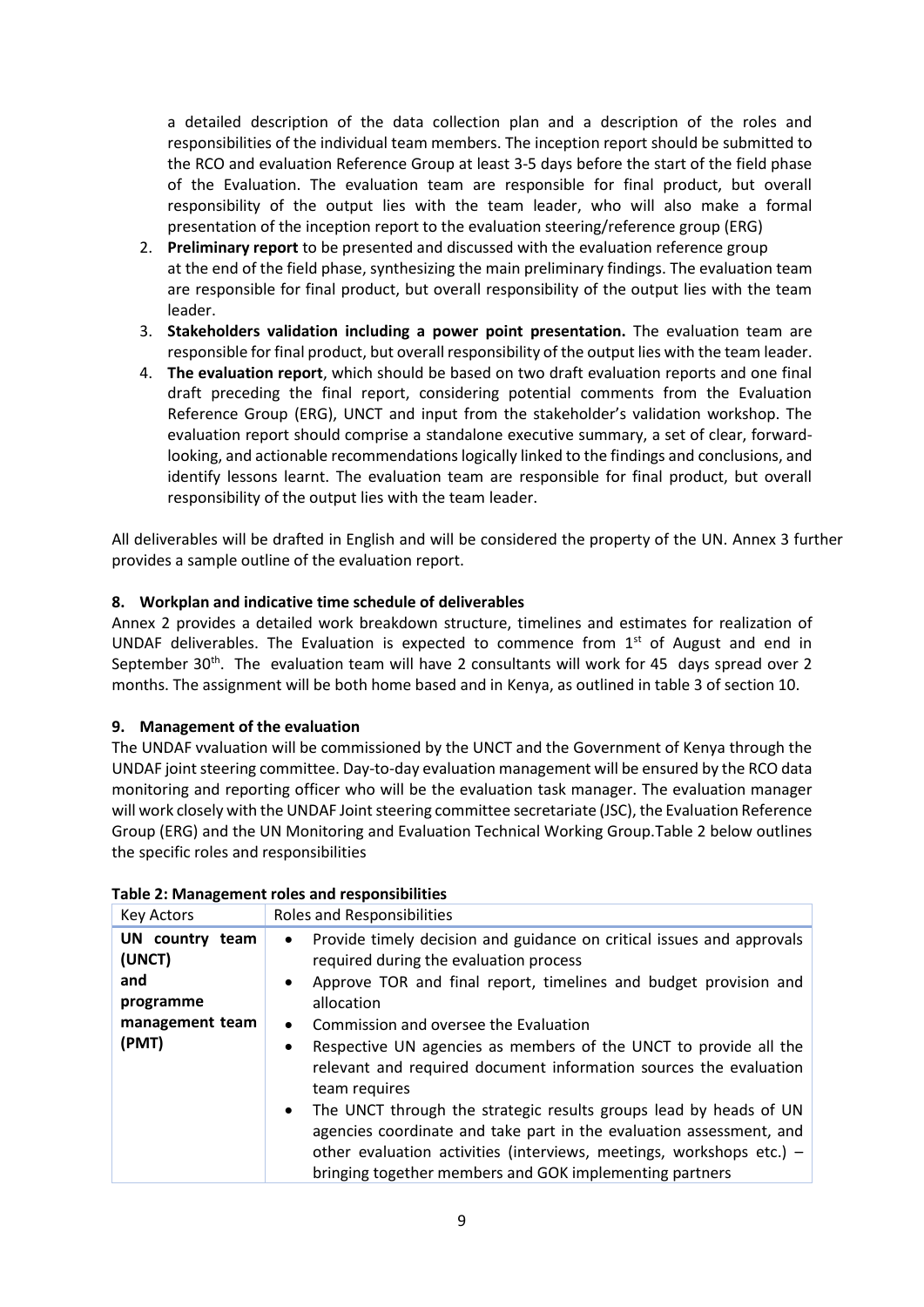a detailed description of the data collection plan and a description of the roles and responsibilities of the individual team members. The inception report should be submitted to the RCO and evaluation Reference Group at least 3-5 days before the start of the field phase of the Evaluation. The evaluation team are responsible for final product, but overall responsibility of the output lies with the team leader, who will also make a formal presentation of the inception report to the evaluation steering/reference group (ERG)

2. **Preliminary report** to be presented and discussed with the evaluation reference group at the end of the field phase, synthesizing the main preliminary findings. The evaluation team are responsible for final product, but overall responsibility of the output lies with the team leader.
3. **Stakeholders validation including a power point presentation.** The evaluation team are responsible for final product, but overall responsibility of the output lies with the team leader.
4. **The evaluation report**, which should be based on two draft evaluation reports and one final draft preceding the final report, considering potential comments from the Evaluation Reference Group (ERG), UNCT and input from the stakeholder's validation workshop. The evaluation report should comprise a standalone executive summary, a set of clear, forward-looking, and actionable recommendations logically linked to the findings and conclusions, and identify lessons learnt. The evaluation team are responsible for final product, but overall responsibility of the output lies with the team leader.

All deliverables will be drafted in English and will be considered the property of the UN. Annex 3 further provides a sample outline of the evaluation report.

## 8. Workplan and indicative time schedule of deliverables

Annex 2 provides a detailed work breakdown structure, timelines and estimates for realization of UNDAF deliverables. The Evaluation is expected to commence from 1st of August and end in September 30th. The evaluation team will have 2 consultants will work for 45 days spread over 2 months. The assignment will be both home based and in Kenya, as outlined in table 3 of section 10.

## 9. Management of the evaluation

The UNDAF vvaluation will be commissioned by the UNCT and the Government of Kenya through the UNDAF joint steering committee. Day-to-day evaluation management will be ensured by the RCO data monitoring and reporting officer who will be the evaluation task manager. The evaluation manager will work closely with the UNDAF Joint steering committee secretariate (JSC), the Evaluation Reference Group (ERG) and the UN Monitoring and Evaluation Technical Working Group.Table 2 below outlines the specific roles and responsibilities

**Table 2: Management roles and responsibilities**

| Key Actors | Roles and Responsibilities |
|---|---|
| **UN country team (UNCT) and programme management team (PMT)** | • Provide timely decision and guidance on critical issues and approvals required during the evaluation process<br>• Approve TOR and final report, timelines and budget provision and allocation<br>• Commission and oversee the Evaluation<br>• Respective UN agencies as members of the UNCT to provide all the relevant and required document information sources the evaluation team requires<br>• The UNCT through the strategic results groups lead by heads of UN agencies coordinate and take part in the evaluation assessment, and other evaluation activities (interviews, meetings, workshops etc.) – bringing together members and GOK implementing partners |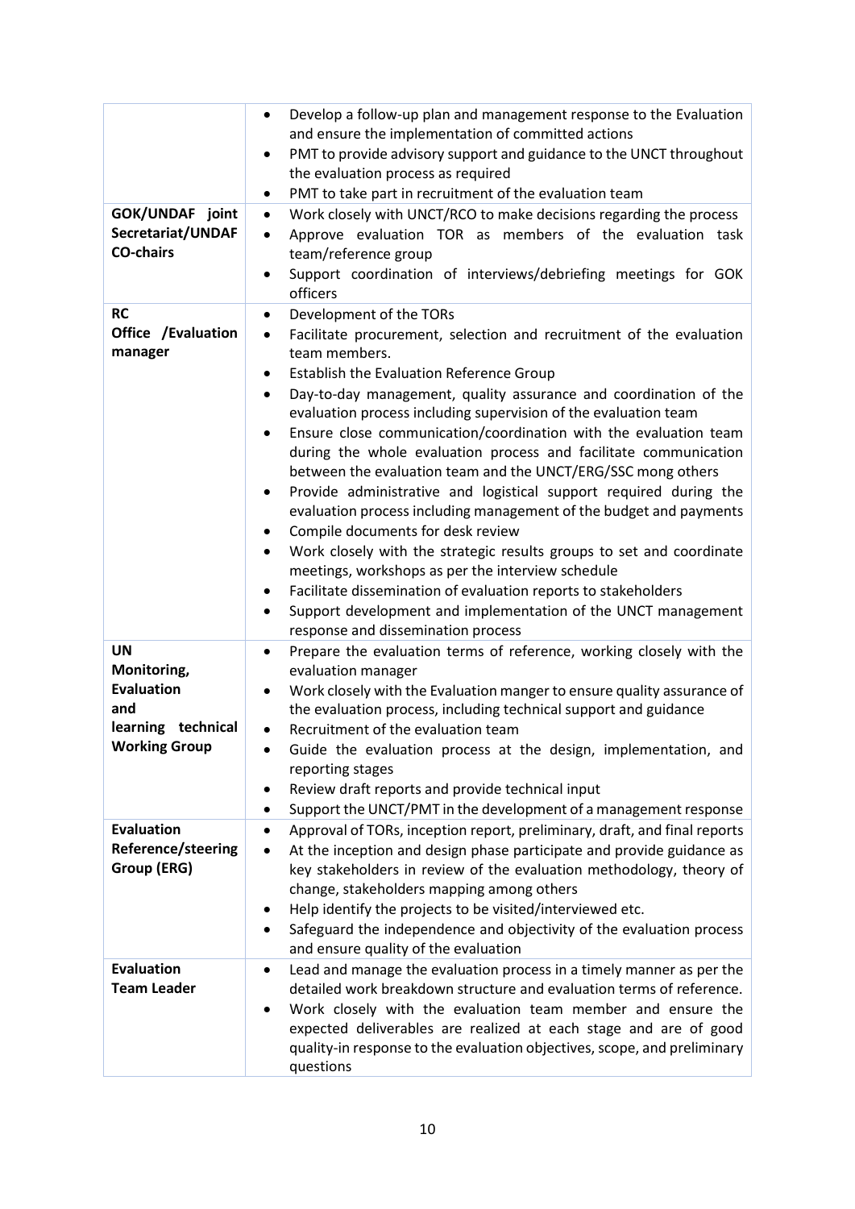| | |
|---|---|
| | • Develop a follow-up plan and management response to the Evaluation and ensure the implementation of committed actions<br>• PMT to provide advisory support and guidance to the UNCT throughout the evaluation process as required<br>• PMT to take part in recruitment of the evaluation team |
| **GOK/UNDAF joint Secretariat/UNDAF CO-chairs** | • Work closely with UNCT/RCO to make decisions regarding the process<br>• Approve evaluation TOR as members of the evaluation task team/reference group<br>• Support coordination of interviews/debriefing meetings for GOK officers |
| **RC Office /Evaluation manager** | • Development of the TORs<br>• Facilitate procurement, selection and recruitment of the evaluation team members.<br>• Establish the Evaluation Reference Group<br>• Day-to-day management, quality assurance and coordination of the evaluation process including supervision of the evaluation team<br>• Ensure close communication/coordination with the evaluation team during the whole evaluation process and facilitate communication between the evaluation team and the UNCT/ERG/SSC mong others<br>• Provide administrative and logistical support required during the evaluation process including management of the budget and payments<br>• Compile documents for desk review<br>• Work closely with the strategic results groups to set and coordinate meetings, workshops as per the interview schedule<br>• Facilitate dissemination of evaluation reports to stakeholders<br>• Support development and implementation of the UNCT management response and dissemination process |
| **UN Monitoring, Evaluation and learning technical Working Group** | • Prepare the evaluation terms of reference, working closely with the evaluation manager<br>• Work closely with the Evaluation manger to ensure quality assurance of the evaluation process, including technical support and guidance<br>• Recruitment of the evaluation team<br>• Guide the evaluation process at the design, implementation, and reporting stages<br>• Review draft reports and provide technical input<br>• Support the UNCT/PMT in the development of a management response |
| **Evaluation Reference/steering Group (ERG)** | • Approval of TORs, inception report, preliminary, draft, and final reports<br>• At the inception and design phase participate and provide guidance as key stakeholders in review of the evaluation methodology, theory of change, stakeholders mapping among others<br>• Help identify the projects to be visited/interviewed etc.<br>• Safeguard the independence and objectivity of the evaluation process and ensure quality of the evaluation |
| **Evaluation Team Leader** | • Lead and manage the evaluation process in a timely manner as per the detailed work breakdown structure and evaluation terms of reference.<br>• Work closely with the evaluation team member and ensure the expected deliverables are realized at each stage and are of good quality-in response to the evaluation objectives, scope, and preliminary questions |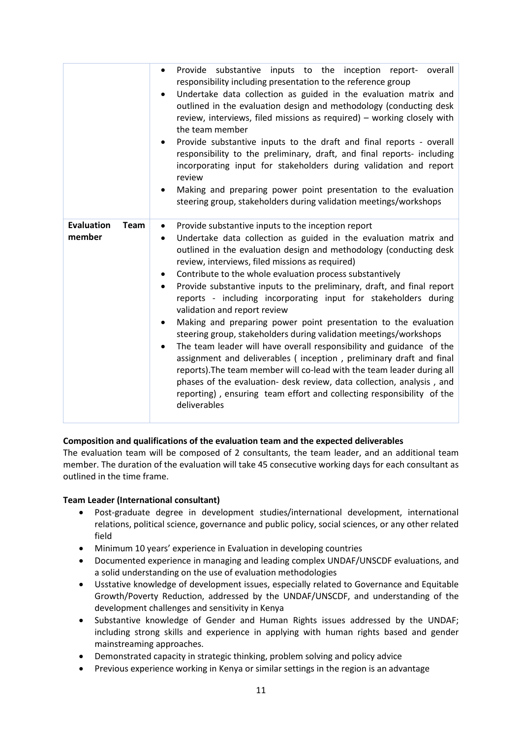| | |
|---|---|
| | • Provide substantive inputs to the inception report- overall responsibility including presentation to the reference group<br>• Undertake data collection as guided in the evaluation matrix and outlined in the evaluation design and methodology (conducting desk review, interviews, filed missions as required) – working closely with the team member<br>• Provide substantive inputs to the draft and final reports - overall responsibility to the preliminary, draft, and final reports- including incorporating input for stakeholders during validation and report review<br>• Making and preparing power point presentation to the evaluation steering group, stakeholders during validation meetings/workshops |
| **Evaluation Team member** | • Provide substantive inputs to the inception report<br>• Undertake data collection as guided in the evaluation matrix and outlined in the evaluation design and methodology (conducting desk review, interviews, filed missions as required)<br>• Contribute to the whole evaluation process substantively<br>• Provide substantive inputs to the preliminary, draft, and final report reports - including incorporating input for stakeholders during validation and report review<br>• Making and preparing power point presentation to the evaluation steering group, stakeholders during validation meetings/workshops<br>• The team leader will have overall responsibility and guidance of the assignment and deliverables ( inception , preliminary draft and final reports).The team member will co-lead with the team leader during all phases of the evaluation- desk review, data collection, analysis , and reporting) , ensuring team effort and collecting responsibility of the deliverables |

**Composition and qualifications of the evaluation team and the expected deliverables**

The evaluation team will be composed of 2 consultants, the team leader, and an additional team member. The duration of the evaluation will take 45 consecutive working days for each consultant as outlined in the time frame.

**Team Leader (International consultant)**

- Post-graduate degree in development studies/international development, international relations, political science, governance and public policy, social sciences, or any other related field
- Minimum 10 years' experience in Evaluation in developing countries
- Documented experience in managing and leading complex UNDAF/UNSCDF evaluations, and a solid understanding on the use of evaluation methodologies
- Usstative knowledge of development issues, especially related to Governance and Equitable Growth/Poverty Reduction, addressed by the UNDAF/UNSCDF, and understanding of the development challenges and sensitivity in Kenya
- Substantive knowledge of Gender and Human Rights issues addressed by the UNDAF; including strong skills and experience in applying with human rights based and gender mainstreaming approaches.
- Demonstrated capacity in strategic thinking, problem solving and policy advice
- Previous experience working in Kenya or similar settings in the region is an advantage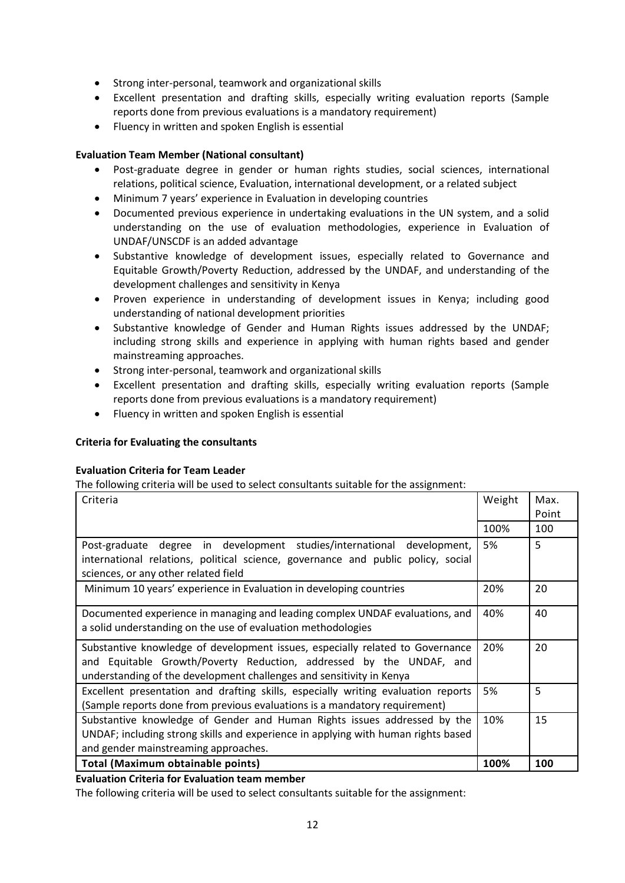- Strong inter-personal, teamwork and organizational skills
- Excellent presentation and drafting skills, especially writing evaluation reports (Sample reports done from previous evaluations is a mandatory requirement)
- Fluency in written and spoken English is essential

**Evaluation Team Member (National consultant)**

- Post-graduate degree in gender or human rights studies, social sciences, international relations, political science, Evaluation, international development, or a related subject
- Minimum 7 years' experience in Evaluation in developing countries
- Documented previous experience in undertaking evaluations in the UN system, and a solid understanding on the use of evaluation methodologies, experience in Evaluation of UNDAF/UNSCDF is an added advantage
- Substantive knowledge of development issues, especially related to Governance and Equitable Growth/Poverty Reduction, addressed by the UNDAF, and understanding of the development challenges and sensitivity in Kenya
- Proven experience in understanding of development issues in Kenya; including good understanding of national development priorities
- Substantive knowledge of Gender and Human Rights issues addressed by the UNDAF; including strong skills and experience in applying with human rights based and gender mainstreaming approaches.
- Strong inter-personal, teamwork and organizational skills
- Excellent presentation and drafting skills, especially writing evaluation reports (Sample reports done from previous evaluations is a mandatory requirement)
- Fluency in written and spoken English is essential

**Criteria for Evaluating the consultants**

**Evaluation Criteria for Team Leader**

The following criteria will be used to select consultants suitable for the assignment:

| Criteria | Weight | Max. Point |
|---|---|---|
| | 100% | 100 |
| Post-graduate degree in development studies/international development, international relations, political science, governance and public policy, social sciences, or any other related field | 5% | 5 |
| Minimum 10 years' experience in Evaluation in developing countries | 20% | 20 |
| Documented experience in managing and leading complex UNDAF evaluations, and a solid understanding on the use of evaluation methodologies | 40% | 40 |
| Substantive knowledge of development issues, especially related to Governance and Equitable Growth/Poverty Reduction, addressed by the UNDAF, and understanding of the development challenges and sensitivity in Kenya | 20% | 20 |
| Excellent presentation and drafting skills, especially writing evaluation reports (Sample reports done from previous evaluations is a mandatory requirement) | 5% | 5 |
| Substantive knowledge of Gender and Human Rights issues addressed by the UNDAF; including strong skills and experience in applying with human rights based and gender mainstreaming approaches. | 10% | 15 |
| **Total (Maximum obtainable points)** | **100%** | **100** |

**Evaluation Criteria for Evaluation team member**

The following criteria will be used to select consultants suitable for the assignment: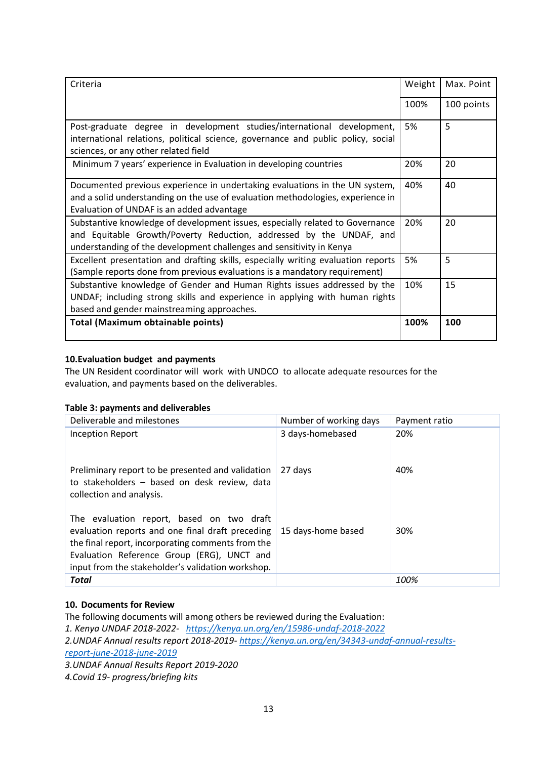| Criteria | Weight | Max. Point |
|---|---|---|
| | 100% | 100 points |
| Post-graduate degree in development studies/international development, international relations, political science, governance and public policy, social sciences, or any other related field | 5% | 5 |
| Minimum 7 years' experience in Evaluation in developing countries | 20% | 20 |
| Documented previous experience in undertaking evaluations in the UN system, and a solid understanding on the use of evaluation methodologies, experience in Evaluation of UNDAF is an added advantage | 40% | 40 |
| Substantive knowledge of development issues, especially related to Governance and Equitable Growth/Poverty Reduction, addressed by the UNDAF, and understanding of the development challenges and sensitivity in Kenya | 20% | 20 |
| Excellent presentation and drafting skills, especially writing evaluation reports (Sample reports done from previous evaluations is a mandatory requirement) | 5% | 5 |
| Substantive knowledge of Gender and Human Rights issues addressed by the UNDAF; including strong skills and experience in applying with human rights based and gender mainstreaming approaches. | 10% | 15 |
| **Total (Maximum obtainable points)** | **100%** | **100** |

**10.Evaluation budget and payments**

The UN Resident coordinator will work with UNDCO to allocate adequate resources for the evaluation, and payments based on the deliverables.

**Table 3: payments and deliverables**

| Deliverable and milestones | Number of working days | Payment ratio |
|---|---|---|
| Inception Report | 3 days-homebased | 20% |
| Preliminary report to be presented and validation to stakeholders – based on desk review, data collection and analysis. | 27 days | 40% |
| The evaluation report, based on two draft evaluation reports and one final draft preceding the final report, incorporating comments from the Evaluation Reference Group (ERG), UNCT and input from the stakeholder's validation workshop. | 15 days-home based | 30% |
| ***Total*** | | *100%* |

**10. Documents for Review**

The following documents will among others be reviewed during the Evaluation:

*1. Kenya UNDAF 2018-2022- https://kenya.un.org/en/15986-undaf-2018-2022*

*2.UNDAF Annual results report 2018-2019- https://kenya.un.org/en/34343-undaf-annual-results-report-june-2018-june-2019*

*3.UNDAF Annual Results Report 2019-2020*

*4.Covid 19- progress/briefing kits*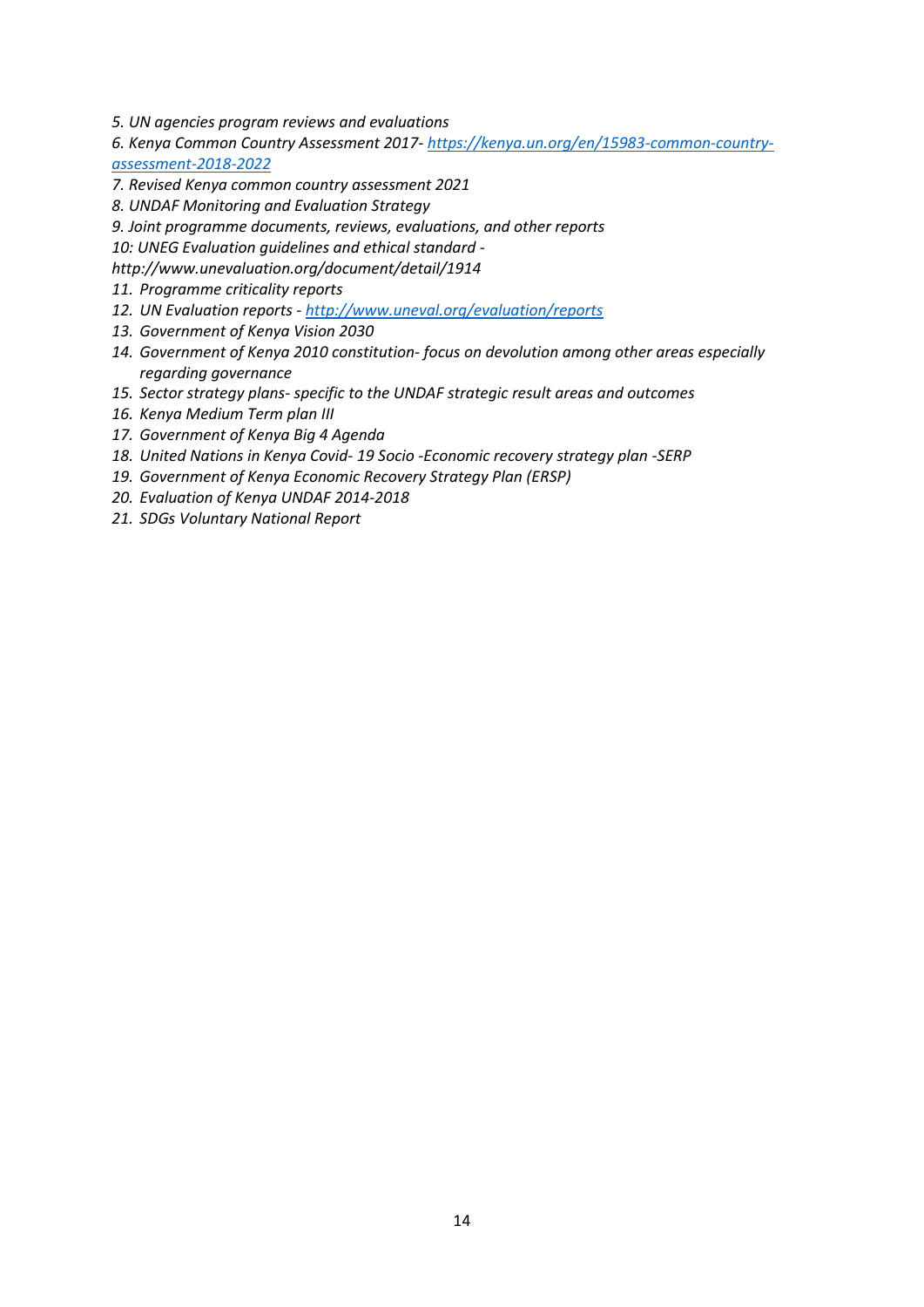*5. UN agencies program reviews and evaluations*

*6. Kenya Common Country Assessment 2017- [https://kenya.un.org/en/15983-common-country-assessment-2018-2022](https://kenya.un.org/en/15983-common-country-assessment-2018-2022)*

*7. Revised Kenya common country assessment 2021*

*8. UNDAF Monitoring and Evaluation Strategy*

*9. Joint programme documents, reviews, evaluations, and other reports*

*10: UNEG Evaluation guidelines and ethical standard - http://www.unevaluation.org/document/detail/1914*

*11. Programme criticality reports*

*12. UN Evaluation reports - [http://www.uneval.org/evaluation/reports](http://www.uneval.org/evaluation/reports)*

*13. Government of Kenya Vision 2030*

*14. Government of Kenya 2010 constitution- focus on devolution among other areas especially regarding governance*

*15. Sector strategy plans- specific to the UNDAF strategic result areas and outcomes*

*16. Kenya Medium Term plan III*

*17. Government of Kenya Big 4 Agenda*

*18. United Nations in Kenya Covid- 19 Socio -Economic recovery strategy plan -SERP*

*19. Government of Kenya Economic Recovery Strategy Plan (ERSP)*

*20. Evaluation of Kenya UNDAF 2014-2018*

*21. SDGs Voluntary National Report*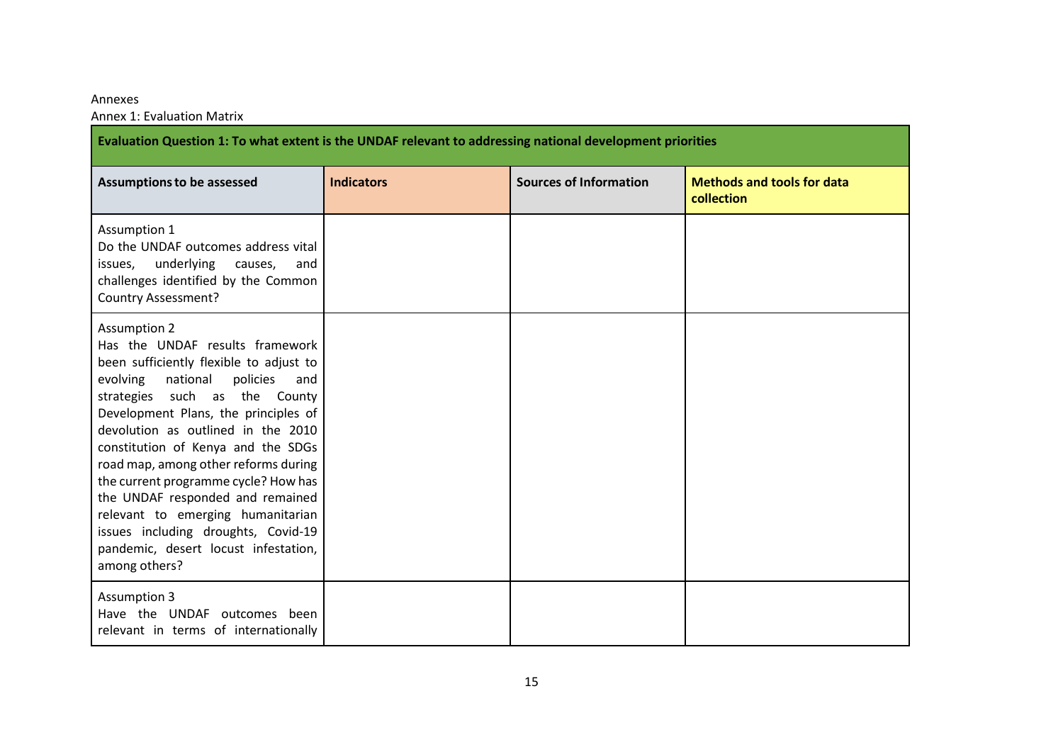Annexes

Annex 1: Evaluation Matrix

| **Evaluation Question 1: To what extent is the UNDAF relevant to addressing national development priorities** | | | |
|---|---|---|---|
| **Assumptions to be assessed** | **Indicators** | **Sources of Information** | **Methods and tools for data collection** |
| Assumption 1<br>Do the UNDAF outcomes address vital issues, underlying causes, and challenges identified by the Common Country Assessment? | | | |
| Assumption 2<br>Has the UNDAF results framework been sufficiently flexible to adjust to evolving national policies and strategies such as the County Development Plans, the principles of devolution as outlined in the 2010 constitution of Kenya and the SDGs road map, among other reforms during the current programme cycle? How has the UNDAF responded and remained relevant to emerging humanitarian issues including droughts, Covid-19 pandemic, desert locust infestation, among others? | | | |
| Assumption 3<br>Have the UNDAF outcomes been relevant in terms of internationally | | | |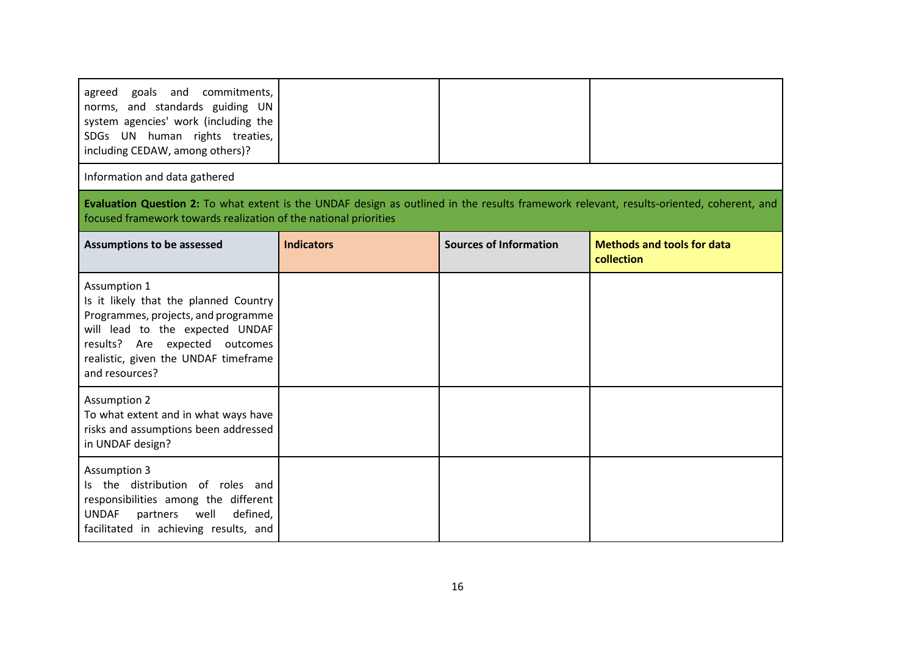| | | | |
|---|---|---|---|
| agreed goals and commitments, norms, and standards guiding UN system agencies' work (including the SDGs UN human rights treaties, including CEDAW, among others)? | | | |

Information and data gathered

**Evaluation Question 2:** To what extent is the UNDAF design as outlined in the results framework relevant, results-oriented, coherent, and focused framework towards realization of the national priorities

| Assumptions to be assessed | Indicators | Sources of Information | Methods and tools for data collection |
|---|---|---|---|
| Assumption 1<br>Is it likely that the planned Country Programmes, projects, and programme will lead to the expected UNDAF results? Are expected outcomes realistic, given the UNDAF timeframe and resources? | | | |
| Assumption 2<br>To what extent and in what ways have risks and assumptions been addressed in UNDAF design? | | | |
| Assumption 3<br>Is the distribution of roles and responsibilities among the different UNDAF partners well defined, facilitated in achieving results, and | | | |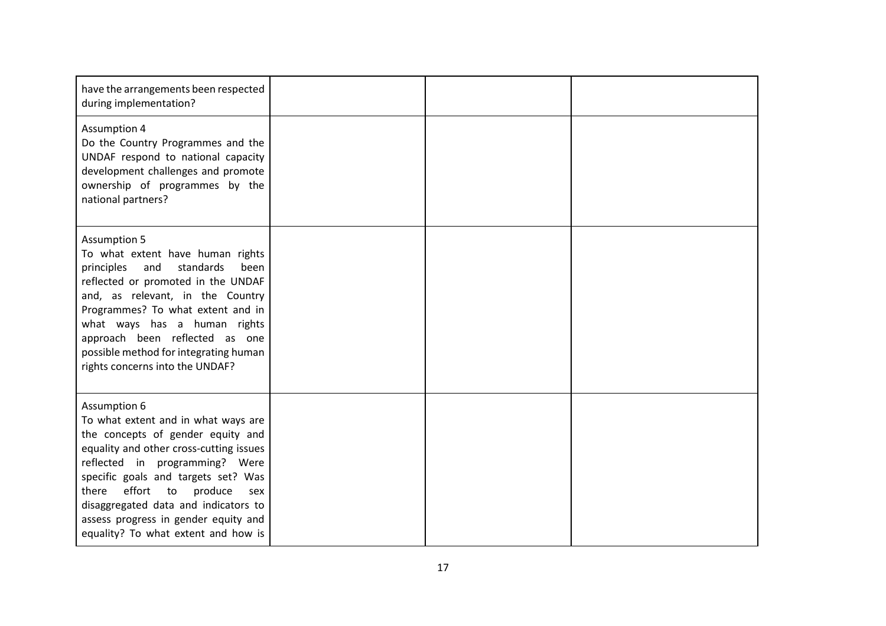| | | | |
|---|---|---|---|
| have the arrangements been respected during implementation? | | | |
| Assumption 4<br>Do the Country Programmes and the UNDAF respond to national capacity development challenges and promote ownership of programmes by the national partners? | | | |
| Assumption 5<br>To what extent have human rights principles and standards been reflected or promoted in the UNDAF and, as relevant, in the Country Programmes? To what extent and in what ways has a human rights approach been reflected as one possible method for integrating human rights concerns into the UNDAF? | | | |
| Assumption 6<br>To what extent and in what ways are the concepts of gender equity and equality and other cross-cutting issues reflected in programming? Were specific goals and targets set? Was there effort to produce sex disaggregated data and indicators to assess progress in gender equity and equality? To what extent and how is | | | |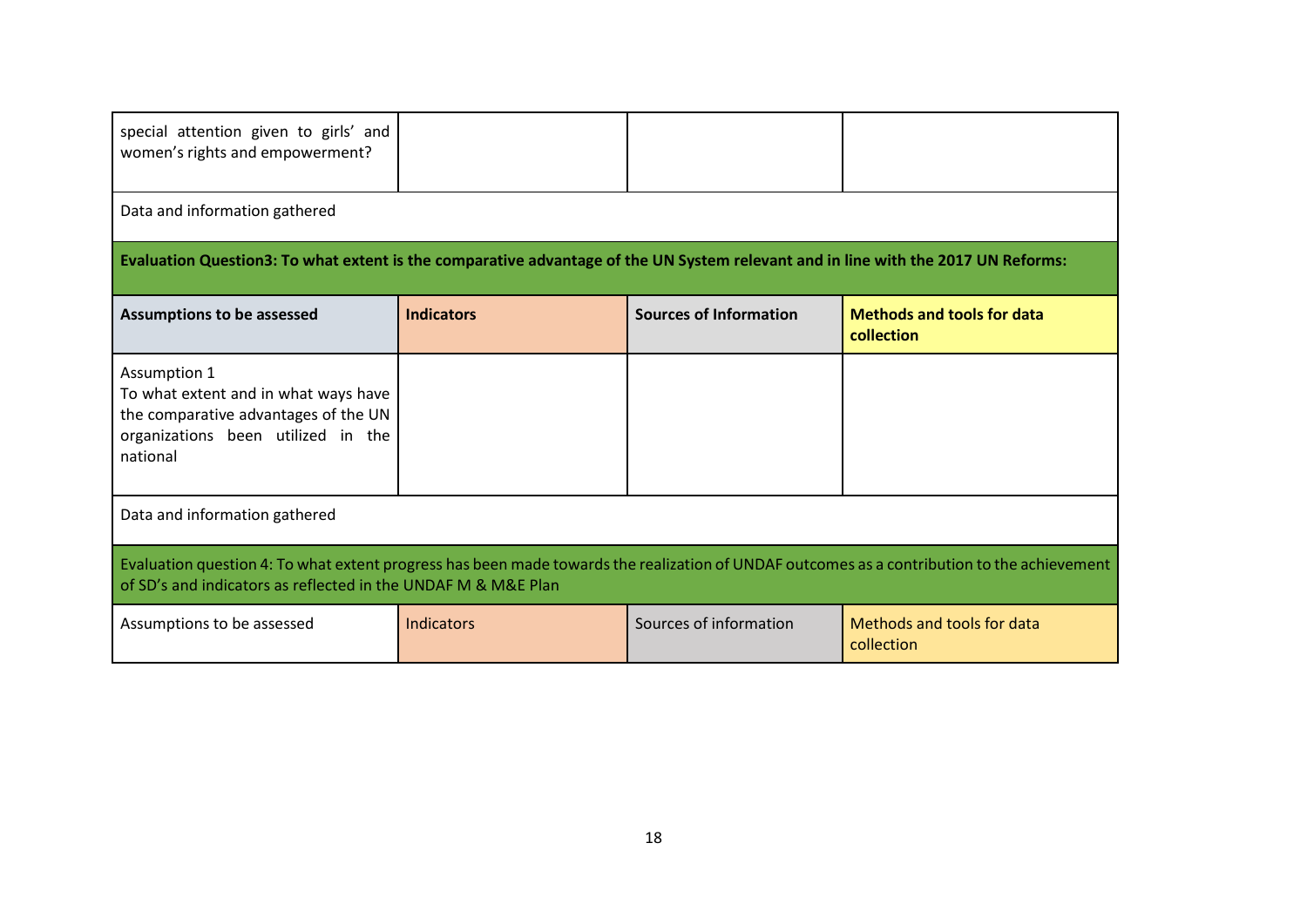| | | | |
|---|---|---|---|
| special attention given to girls' and women's rights and empowerment? | | | |
| Data and information gathered | | | |
| **Evaluation Question3: To what extent is the comparative advantage of the UN System relevant and in line with the 2017 UN Reforms:** | | | |
| **Assumptions to be assessed** | **Indicators** | **Sources of Information** | **Methods and tools for data collection** |
| Assumption 1<br>To what extent and in what ways have the comparative advantages of the UN organizations been utilized in the national | | | |
| Data and information gathered | | | |
| Evaluation question 4: To what extent progress has been made towards the realization of UNDAF outcomes as a contribution to the achievement of SD's and indicators as reflected in the UNDAF M & M&E Plan | | | |
| Assumptions to be assessed | Indicators | Sources of information | Methods and tools for data collection |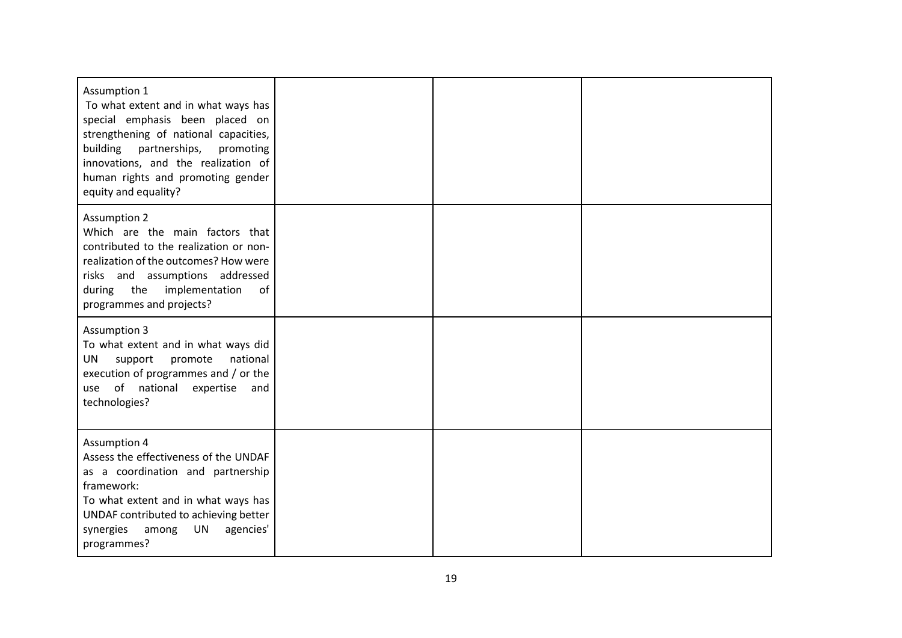| | | | |
|---|---|---|---|
| Assumption 1<br>To what extent and in what ways has special emphasis been placed on strengthening of national capacities, building partnerships, promoting innovations, and the realization of human rights and promoting gender equity and equality? | | | |
| Assumption 2<br>Which are the main factors that contributed to the realization or non-realization of the outcomes? How were risks and assumptions addressed during the implementation of programmes and projects? | | | |
| Assumption 3<br>To what extent and in what ways did UN support promote national execution of programmes and / or the use of national expertise and technologies? | | | |
| Assumption 4<br>Assess the effectiveness of the UNDAF as a coordination and partnership framework:<br>To what extent and in what ways has UNDAF contributed to achieving better synergies among UN agencies' programmes? | | | |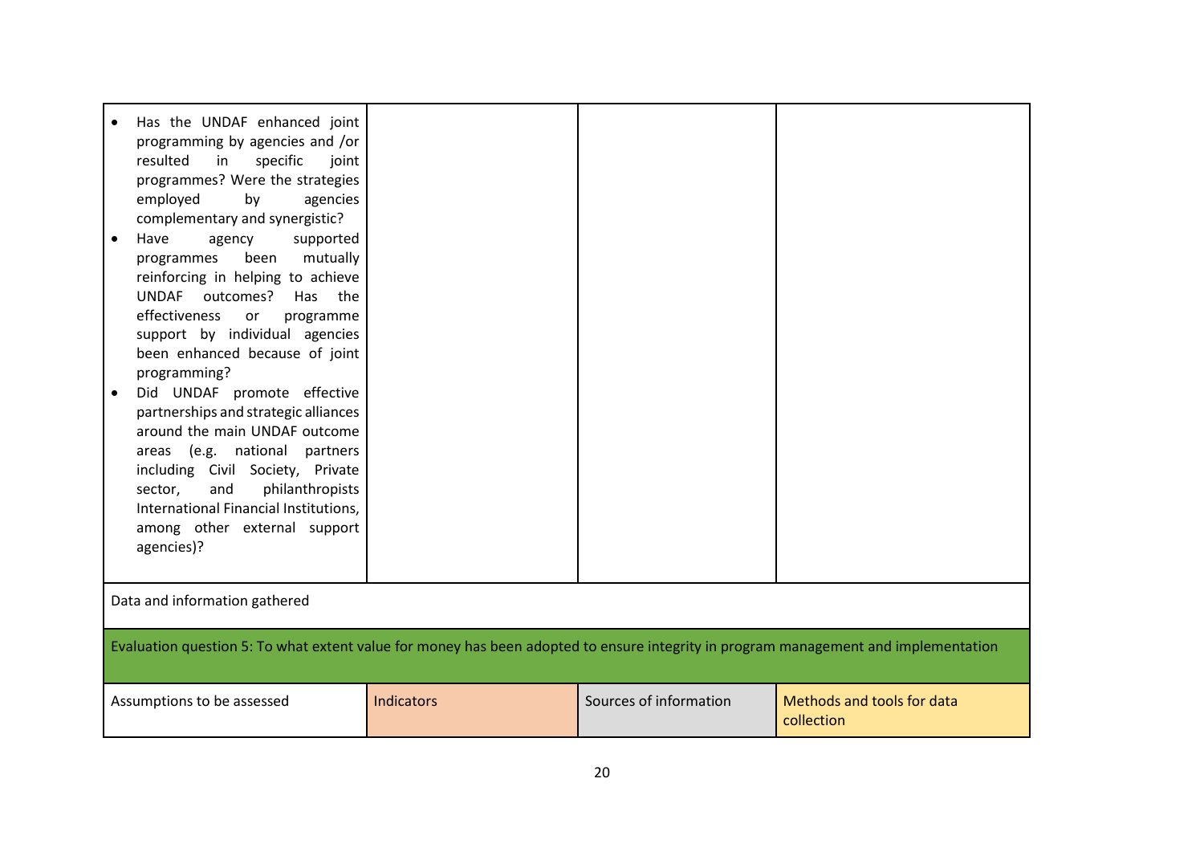| | | | |
|---|---|---|---|
| • Has the UNDAF enhanced joint programming by agencies and /or resulted in specific joint programmes? Were the strategies employed by agencies complementary and synergistic?<br>• Have agency supported programmes been mutually reinforcing in helping to achieve UNDAF outcomes? Has the effectiveness or programme support by individual agencies been enhanced because of joint programming?<br>• Did UNDAF promote effective partnerships and strategic alliances around the main UNDAF outcome areas (e.g. national partners including Civil Society, Private sector, and philanthropists International Financial Institutions, among other external support agencies)? | | | |
| Data and information gathered | | | |
| Evaluation question 5: To what extent value for money has been adopted to ensure integrity in program management and implementation | | | |
| Assumptions to be assessed | Indicators | Sources of information | Methods and tools for data collection |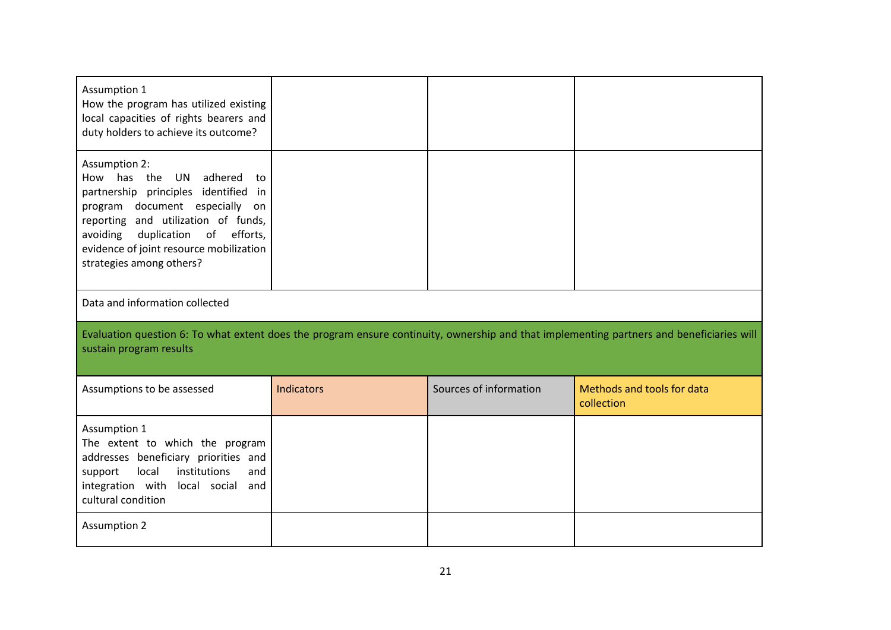| | | | |
|---|---|---|---|
| Assumption 1<br>How the program has utilized existing local capacities of rights bearers and duty holders to achieve its outcome? | | | |
| Assumption 2:<br>How has the UN adhered to partnership principles identified in program document especially on reporting and utilization of funds, avoiding duplication of efforts, evidence of joint resource mobilization strategies among others? | | | |
| Data and information collected | | | |

| Evaluation question 6: To what extent does the program ensure continuity, ownership and that implementing partners and beneficiaries will sustain program results | | | |
|---|---|---|---|
| Assumptions to be assessed | Indicators | Sources of information | Methods and tools for data collection |
| Assumption 1<br>The extent to which the program addresses beneficiary priorities and support local institutions and integration with local social and cultural condition | | | |
| Assumption 2 | | | |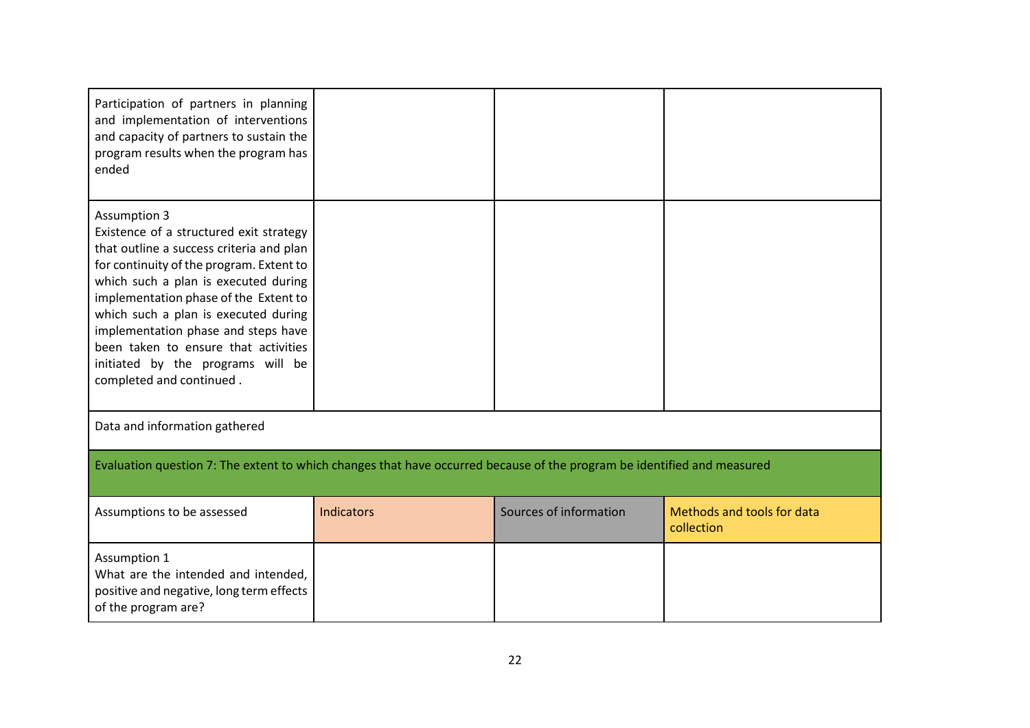| | | | |
|---|---|---|---|
| Participation of partners in planning and implementation of interventions and capacity of partners to sustain the program results when the program has ended | | | |
| Assumption 3<br>Existence of a structured exit strategy that outline a success criteria and plan for continuity of the program. Extent to which such a plan is executed during implementation phase of the Extent to which such a plan is executed during implementation phase and steps have been taken to ensure that activities initiated by the programs will be completed and continued . | | | |
| Data and information gathered | | | |

| Evaluation question 7: The extent to which changes that have occurred because of the program be identified and measured | | | |
|---|---|---|---|
| Assumptions to be assessed | Indicators | Sources of information | Methods and tools for data collection |
| Assumption 1<br>What are the intended and intended, positive and negative, long term effects of the program are? | | | |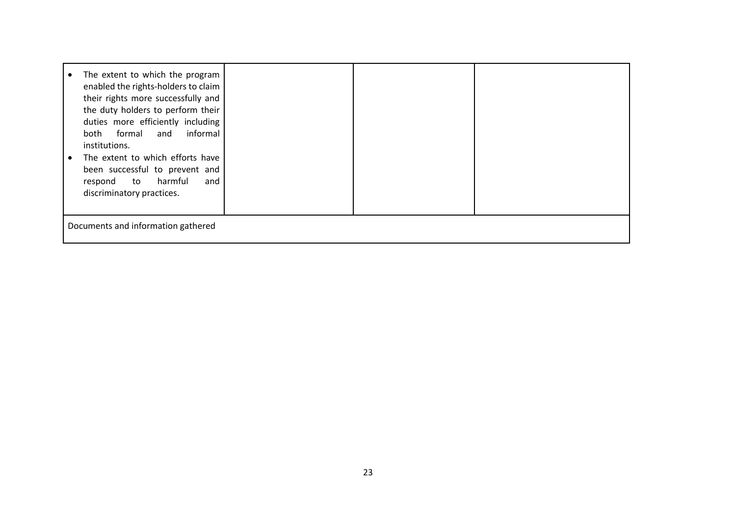| | | | |
|---|---|---|---|
| • The extent to which the program enabled the rights-holders to claim their rights more successfully and the duty holders to perform their duties more efficiently including both formal and informal institutions.<br>• The extent to which efforts have been successful to prevent and respond to harmful and discriminatory practices. | | | |
| Documents and information gathered | | | |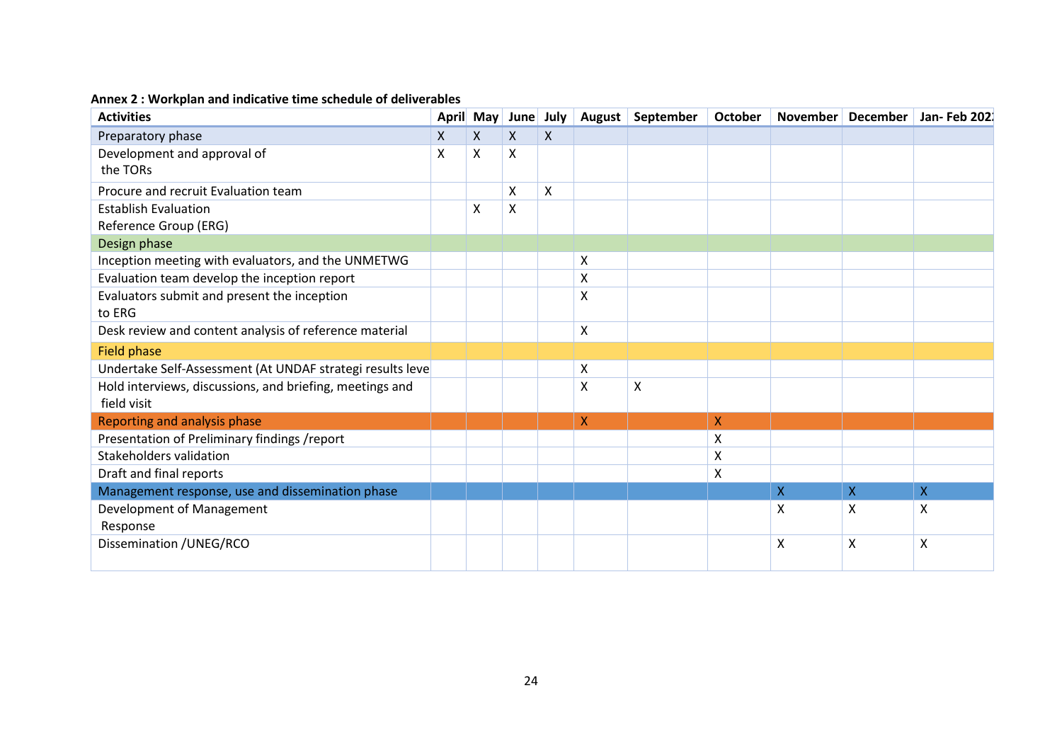**Annex 2 : Workplan and indicative time schedule of deliverables**

| Activities | April | May | June | July | August | September | October | November | December | Jan- Feb 202 |
|---|---|---|---|---|---|---|---|---|---|---|
| Preparatory phase | X | X | X | X | | | | | | |
| Development and approval of the TORs | X | X | X | | | | | | | |
| Procure and recruit Evaluation team | | | X | X | | | | | | |
| Establish Evaluation Reference Group (ERG) | | X | X | | | | | | | |
| Design phase | | | | | | | | | | |
| Inception meeting with evaluators, and the UNMETWG | | | | | X | | | | | |
| Evaluation team develop the inception report | | | | | X | | | | | |
| Evaluators submit and present the inception to ERG | | | | | X | | | | | |
| Desk review and content analysis of reference material | | | | | X | | | | | |
| Field phase | | | | | | | | | | |
| Undertake Self-Assessment (At UNDAF strategi results leve | | | | | X | | | | | |
| Hold interviews, discussions, and briefing, meetings and field visit | | | | | X | X | | | | |
| Reporting and analysis phase | | | | | X | | X | | | |
| Presentation of Preliminary findings /report | | | | | | | X | | | |
| Stakeholders validation | | | | | | | X | | | |
| Draft and final reports | | | | | | | X | | | |
| Management response, use and dissemination phase | | | | | | | | X | X | X |
| Development of Management Response | | | | | | | | X | X | X |
| Dissemination /UNEG/RCO | | | | | | | | X | X | X |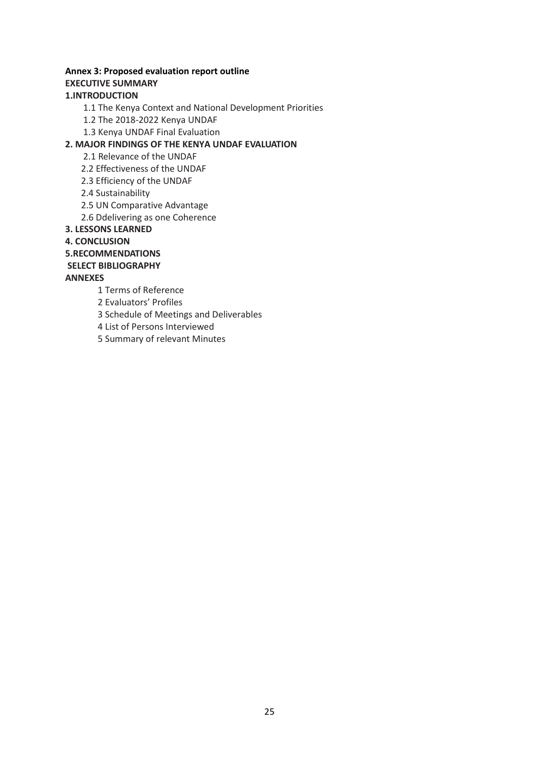**Annex 3: Proposed evaluation report outline**

**EXECUTIVE SUMMARY**

**1.INTRODUCTION**

- 1.1 The Kenya Context and National Development Priorities
- 1.2 The 2018-2022 Kenya UNDAF
- 1.3 Kenya UNDAF Final Evaluation

**2. MAJOR FINDINGS OF THE KENYA UNDAF EVALUATION**

- 2.1 Relevance of the UNDAF
- 2.2 Effectiveness of the UNDAF
- 2.3 Efficiency of the UNDAF
- 2.4 Sustainability
- 2.5 UN Comparative Advantage
- 2.6 Ddelivering as one Coherence

**3. LESSONS LEARNED**

**4. CONCLUSION**

**5.RECOMMENDATIONS**

**SELECT BIBLIOGRAPHY**

**ANNEXES**

1 Terms of Reference

2 Evaluators' Profiles

3 Schedule of Meetings and Deliverables

4 List of Persons Interviewed

5 Summary of relevant Minutes